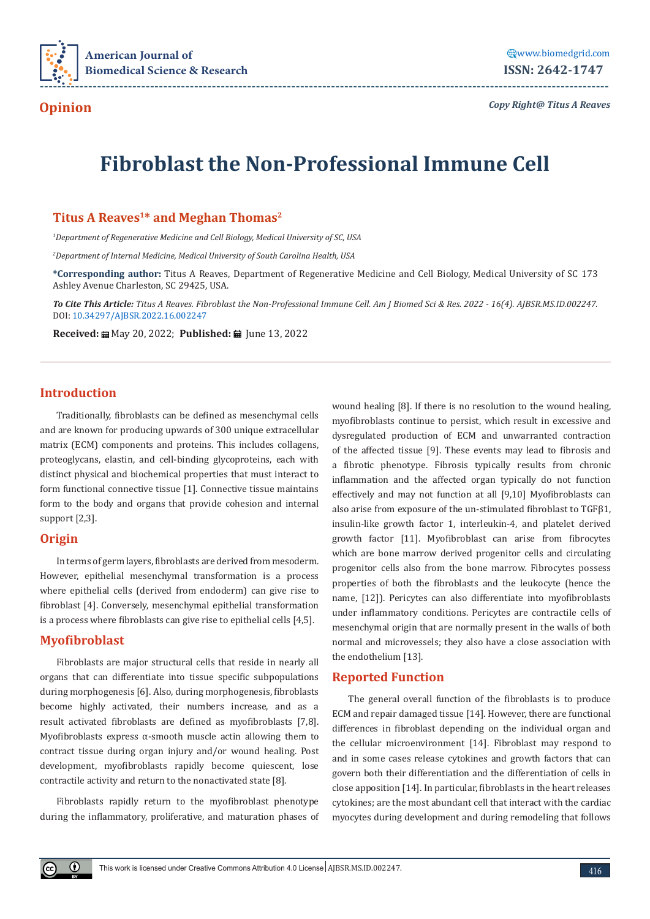**Opinion**

*Copy Right@ Titus A Reaves*

# Fibroblast the Non-Professional Immune Cell

## Titus A Reaves[1]* and Meghan Thomas[2]

*[1]Department of Regenerative Medicine and Cell Biology, Medical University of SC, USA*

*[2]Department of Internal Medicine, Medical University of South Carolina Health, USA*

**\*Corresponding author:** Titus A Reaves, Department of Regenerative Medicine and Cell Biology, Medical University of SC 173 Ashley Avenue Charleston, SC 29425, USA.

***To Cite This Article:*** *Titus A Reaves. Fibroblast the Non-Professional Immune Cell. Am J Biomed Sci & Res. 2022 - 16(4). AJBSR.MS.ID.002247.* DOI: 10.34297/AJBSR.2022.16.002247

**Received:** May 20, 2022; **Published:** June 13, 2022

## Introduction

Traditionally, fibroblasts can be defined as mesenchymal cells and are known for producing upwards of 300 unique extracellular matrix (ECM) components and proteins. This includes collagens, proteoglycans, elastin, and cell-binding glycoproteins, each with distinct physical and biochemical properties that must interact to form functional connective tissue [1]. Connective tissue maintains form to the body and organs that provide cohesion and internal support [2,3].

## Origin

In terms of germ layers, fibroblasts are derived from mesoderm. However, epithelial mesenchymal transformation is a process where epithelial cells (derived from endoderm) can give rise to fibroblast [4]. Conversely, mesenchymal epithelial transformation is a process where fibroblasts can give rise to epithelial cells [4,5].

## Myofibroblast

Fibroblasts are major structural cells that reside in nearly all organs that can differentiate into tissue specific subpopulations during morphogenesis [6]. Also, during morphogenesis, fibroblasts become highly activated, their numbers increase, and as a result activated fibroblasts are defined as myofibroblasts [7,8]. Myofibroblasts express α-smooth muscle actin allowing them to contract tissue during organ injury and/or wound healing. Post development, myofibroblasts rapidly become quiescent, lose contractile activity and return to the nonactivated state [8].

Fibroblasts rapidly return to the myofibroblast phenotype during the inflammatory, proliferative, and maturation phases of wound healing [8]. If there is no resolution to the wound healing, myofibroblasts continue to persist, which result in excessive and dysregulated production of ECM and unwarranted contraction of the affected tissue [9]. These events may lead to fibrosis and a fibrotic phenotype. Fibrosis typically results from chronic inflammation and the affected organ typically do not function effectively and may not function at all [9,10] Myofibroblasts can also arise from exposure of the un-stimulated fibroblast to TGFβ1, insulin-like growth factor 1, interleukin-4, and platelet derived growth factor [11]. Myofibroblast can arise from fibrocytes which are bone marrow derived progenitor cells and circulating progenitor cells also from the bone marrow. Fibrocytes possess properties of both the fibroblasts and the leukocyte (hence the name, [12]). Pericytes can also differentiate into myofibroblasts under inflammatory conditions. Pericytes are contractile cells of mesenchymal origin that are normally present in the walls of both normal and microvessels; they also have a close association with the endothelium [13].

## Reported Function

The general overall function of the fibroblasts is to produce ECM and repair damaged tissue [14]. However, there are functional differences in fibroblast depending on the individual organ and the cellular microenvironment [14]. Fibroblast may respond to and in some cases release cytokines and growth factors that can govern both their differentiation and the differentiation of cells in close apposition [14]. In particular, fibroblasts in the heart releases cytokines; are the most abundant cell that interact with the cardiac myocytes during development and during remodeling that follows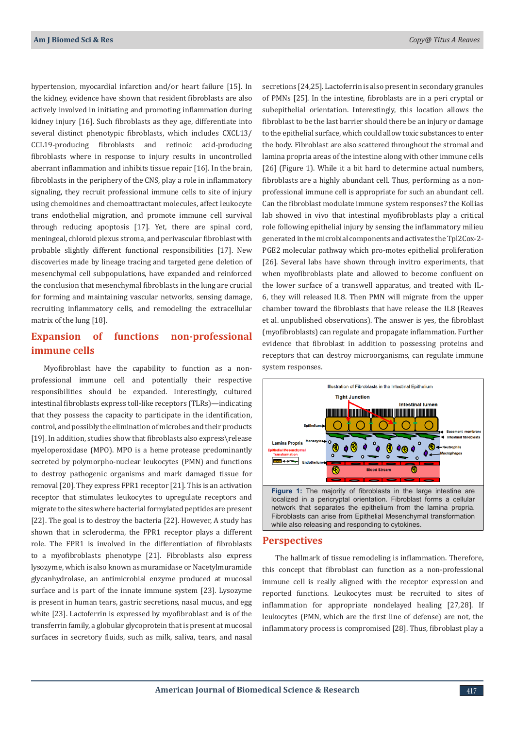hypertension, myocardial infarction and/or heart failure [15]. In the kidney, evidence have shown that resident fibroblasts are also actively involved in initiating and promoting inflammation during kidney injury [16]. Such fibroblasts as they age, differentiate into several distinct phenotypic fibroblasts, which includes CXCL13/CCL19-producing fibroblasts and retinoic acid-producing fibroblasts where in response to injury results in uncontrolled aberrant inflammation and inhibits tissue repair [16]. In the brain, fibroblasts in the periphery of the CNS, play a role in inflammatory signaling, they recruit professional immune cells to site of injury using chemokines and chemoattractant molecules, affect leukocyte trans endothelial migration, and promote immune cell survival through reducing apoptosis [17]. Yet, there are spinal cord, meningeal, chloroid plexus stroma, and perivascular fibroblast with probable slightly different functional responsibilities [17]. New discoveries made by lineage tracing and targeted gene deletion of mesenchymal cell subpopulations, have expanded and reinforced the conclusion that mesenchymal fibroblasts in the lung are crucial for forming and maintaining vascular networks, sensing damage, recruiting inflammatory cells, and remodeling the extracellular matrix of the lung [18].

## Expansion of functions non-professional immune cells

Myofibroblast have the capability to function as a non-professional immune cell and potentially their respective responsibilities should be expanded. Interestingly, cultured intestinal fibroblasts express toll-like receptors (TLRs)—indicating that they possess the capacity to participate in the identification, control, and possibly the elimination of microbes and their products [19]. In addition, studies show that fibroblasts also express\release myeloperoxidase (MPO). MPO is a heme protease predominantly secreted by polymorpho-nuclear leukocytes (PMN) and functions to destroy pathogenic organisms and mark damaged tissue for removal [20]. They express FPR1 receptor [21]. This is an activation receptor that stimulates leukocytes to upregulate receptors and migrate to the sites where bacterial formylated peptides are present [22]. The goal is to destroy the bacteria [22]. However, A study has shown that in scleroderma, the FPR1 receptor plays a different role. The FPR1 is involved in the differentiation of fibroblasts to a myofibroblasts phenotype [21]. Fibroblasts also express lysozyme, which is also known as muramidase or Nacetylmuramide glycanhydrolase, an antimicrobial enzyme produced at mucosal surface and is part of the innate immune system [23]. Lysozyme is present in human tears, gastric secretions, nasal mucus, and egg white [23]. Lactoferrin is expressed by myofibroblast and is of the transferrin family, a globular glycoprotein that is present at mucosal surfaces in secretory fluids, such as milk, saliva, tears, and nasal secretions [24,25]. Lactoferrin is also present in secondary granules of PMNs [25]. In the intestine, fibroblasts are in a peri cryptal or subepithelial orientation. Interestingly, this location allows the fibroblast to be the last barrier should there be an injury or damage to the epithelial surface, which could allow toxic substances to enter the body. Fibroblast are also scattered throughout the stromal and lamina propria areas of the intestine along with other immune cells [26] (Figure 1). While it a bit hard to determine actual numbers, fibroblasts are a highly abundant cell. Thus, performing as a non-professional immune cell is appropriate for such an abundant cell. Can the fibroblast modulate immune system responses? the Kollias lab showed in vivo that intestinal myofibroblasts play a critical role following epithelial injury by sensing the inflammatory milieu generated in the microbial components and activates the Tpl2Cox-2-PGE2 molecular pathway which pro-motes epithelial proliferation [26]. Several labs have shown through invitro experiments, that when myofibroblasts plate and allowed to become confluent on the lower surface of a transwell apparatus, and treated with IL-6, they will released IL8. Then PMN will migrate from the upper chamber toward the fibroblasts that have release the IL8 (Reaves et al. unpublished observations). The answer is yes, the fibroblast (myofibroblasts) can regulate and propagate inflammation. Further evidence that fibroblast in addition to possessing proteins and receptors that can destroy microorganisms, can regulate immune system responses.

**Figure 1:** The majority of fibroblasts in the large intestine are localized in a pericryptal orientation. Fibroblast forms a cellular network that separates the epithelium from the lamina propria. Fibroblasts can arise from Epithelial Mesenchymal transformation while also releasing and responding to cytokines.

## Perspectives

The hallmark of tissue remodeling is inflammation. Therefore, this concept that fibroblast can function as a non-professional immune cell is really aligned with the receptor expression and reported functions. Leukocytes must be recruited to sites of inflammation for appropriate nondelayed healing [27,28]. If leukocytes (PMN, which are the first line of defense) are not, the inflammatory process is compromised [28]. Thus, fibroblast play a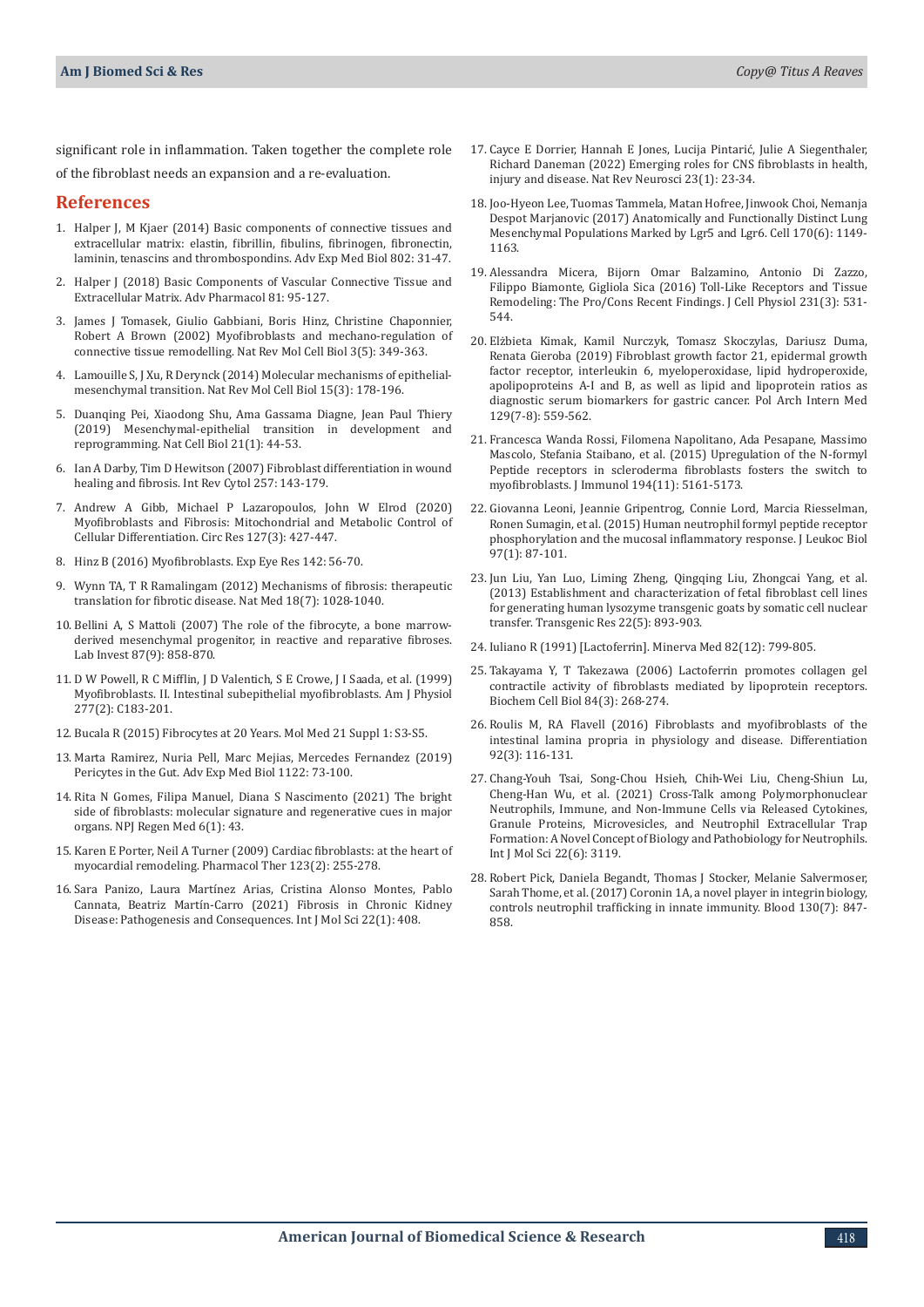significant role in inflammation. Taken together the complete role of the fibroblast needs an expansion and a re-evaluation.

## References

1. Halper J, M Kjaer (2014) Basic components of connective tissues and extracellular matrix: elastin, fibrillin, fibulins, fibrinogen, fibronectin, laminin, tenascins and thrombospondins. Adv Exp Med Biol 802: 31-47.
2. Halper J (2018) Basic Components of Vascular Connective Tissue and Extracellular Matrix. Adv Pharmacol 81: 95-127.
3. James J Tomasek, Giulio Gabbiani, Boris Hinz, Christine Chaponnier, Robert A Brown (2002) Myofibroblasts and mechano-regulation of connective tissue remodelling. Nat Rev Mol Cell Biol 3(5): 349-363.
4. Lamouille S, J Xu, R Derynck (2014) Molecular mechanisms of epithelial-mesenchymal transition. Nat Rev Mol Cell Biol 15(3): 178-196.
5. Duanqing Pei, Xiaodong Shu, Ama Gassama Diagne, Jean Paul Thiery (2019) Mesenchymal-epithelial transition in development and reprogramming. Nat Cell Biol 21(1): 44-53.
6. Ian A Darby, Tim D Hewitson (2007) Fibroblast differentiation in wound healing and fibrosis. Int Rev Cytol 257: 143-179.
7. Andrew A Gibb, Michael P Lazaropoulos, John W Elrod (2020) Myofibroblasts and Fibrosis: Mitochondrial and Metabolic Control of Cellular Differentiation. Circ Res 127(3): 427-447.
8. Hinz B (2016) Myofibroblasts. Exp Eye Res 142: 56-70.
9. Wynn TA, T R Ramalingam (2012) Mechanisms of fibrosis: therapeutic translation for fibrotic disease. Nat Med 18(7): 1028-1040.
10. Bellini A, S Mattoli (2007) The role of the fibrocyte, a bone marrow-derived mesenchymal progenitor, in reactive and reparative fibroses. Lab Invest 87(9): 858-870.
11. D W Powell, R C Mifflin, J D Valentich, S E Crowe, J I Saada, et al. (1999) Myofibroblasts. II. Intestinal subepithelial myofibroblasts. Am J Physiol 277(2): C183-201.
12. Bucala R (2015) Fibrocytes at 20 Years. Mol Med 21 Suppl 1: S3-S5.
13. Marta Ramirez, Nuria Pell, Marc Mejias, Mercedes Fernandez (2019) Pericytes in the Gut. Adv Exp Med Biol 1122: 73-100.
14. Rita N Gomes, Filipa Manuel, Diana S Nascimento (2021) The bright side of fibroblasts: molecular signature and regenerative cues in major organs. NPJ Regen Med 6(1): 43.
15. Karen E Porter, Neil A Turner (2009) Cardiac fibroblasts: at the heart of myocardial remodeling. Pharmacol Ther 123(2): 255-278.
16. Sara Panizo, Laura Martínez Arias, Cristina Alonso Montes, Pablo Cannata, Beatriz Martín-Carro (2021) Fibrosis in Chronic Kidney Disease: Pathogenesis and Consequences. Int J Mol Sci 22(1): 408.
17. Cayce E Dorrier, Hannah E Jones, Lucija Pintarić, Julie A Siegenthaler, Richard Daneman (2022) Emerging roles for CNS fibroblasts in health, injury and disease. Nat Rev Neurosci 23(1): 23-34.
18. Joo-Hyeon Lee, Tuomas Tammela, Matan Hofree, Jinwook Choi, Nemanja Despot Marjanovic (2017) Anatomically and Functionally Distinct Lung Mesenchymal Populations Marked by Lgr5 and Lgr6. Cell 170(6): 1149-1163.
19. Alessandra Micera, Bijorn Omar Balzamino, Antonio Di Zazzo, Filippo Biamonte, Gigliola Sica (2016) Toll-Like Receptors and Tissue Remodeling: The Pro/Cons Recent Findings. J Cell Physiol 231(3): 531-544.
20. Elżbieta Kimak, Kamil Nurczyk, Tomasz Skoczylas, Dariusz Duma, Renata Gieroba (2019) Fibroblast growth factor 21, epidermal growth factor receptor, interleukin 6, myeloperoxidase, lipid hydroperoxide, apolipoproteins A-I and B, as well as lipid and lipoprotein ratios as diagnostic serum biomarkers for gastric cancer. Pol Arch Intern Med 129(7-8): 559-562.
21. Francesca Wanda Rossi, Filomena Napolitano, Ada Pesapane, Massimo Mascolo, Stefania Staibano, et al. (2015) Upregulation of the N-formyl Peptide receptors in scleroderma fibroblasts fosters the switch to myofibroblasts. J Immunol 194(11): 5161-5173.
22. Giovanna Leoni, Jeannie Gripentrog, Connie Lord, Marcia Riesselman, Ronen Sumagin, et al. (2015) Human neutrophil formyl peptide receptor phosphorylation and the mucosal inflammatory response. J Leukoc Biol 97(1): 87-101.
23. Jun Liu, Yan Luo, Liming Zheng, Qingqing Liu, Zhongcai Yang, et al. (2013) Establishment and characterization of fetal fibroblast cell lines for generating human lysozyme transgenic goats by somatic cell nuclear transfer. Transgenic Res 22(5): 893-903.
24. Iuliano R (1991) [Lactoferrin]. Minerva Med 82(12): 799-805.
25. Takayama Y, T Takezawa (2006) Lactoferrin promotes collagen gel contractile activity of fibroblasts mediated by lipoprotein receptors. Biochem Cell Biol 84(3): 268-274.
26. Roulis M, RA Flavell (2016) Fibroblasts and myofibroblasts of the intestinal lamina propria in physiology and disease. Differentiation 92(3): 116-131.
27. Chang-Youh Tsai, Song-Chou Hsieh, Chih-Wei Liu, Cheng-Shiun Lu, Cheng-Han Wu, et al. (2021) Cross-Talk among Polymorphonuclear Neutrophils, Immune, and Non-Immune Cells via Released Cytokines, Granule Proteins, Microvesicles, and Neutrophil Extracellular Trap Formation: A Novel Concept of Biology and Pathobiology for Neutrophils. Int J Mol Sci 22(6): 3119.
28. Robert Pick, Daniela Begandt, Thomas J Stocker, Melanie Salvermoser, Sarah Thome, et al. (2017) Coronin 1A, a novel player in integrin biology, controls neutrophil trafficking in innate immunity. Blood 130(7): 847-858.